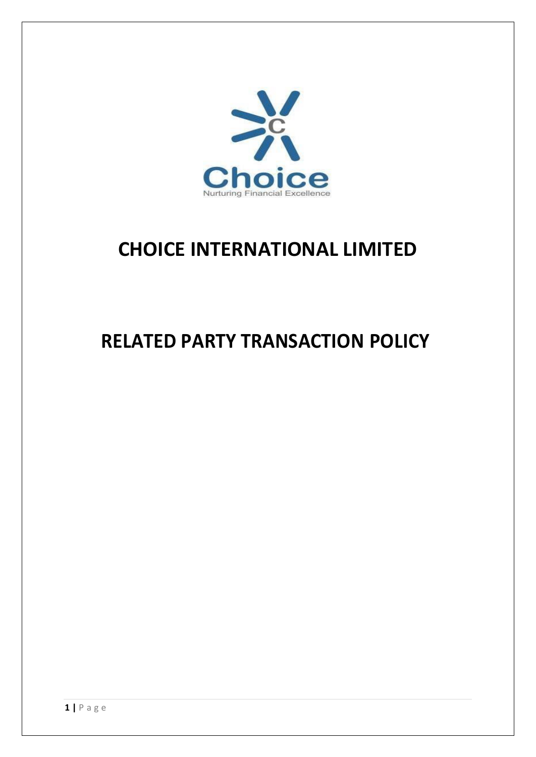# CHOICE INTERNATIONAL LIMITED

# RELATED PARTY TRANSACTION POLICY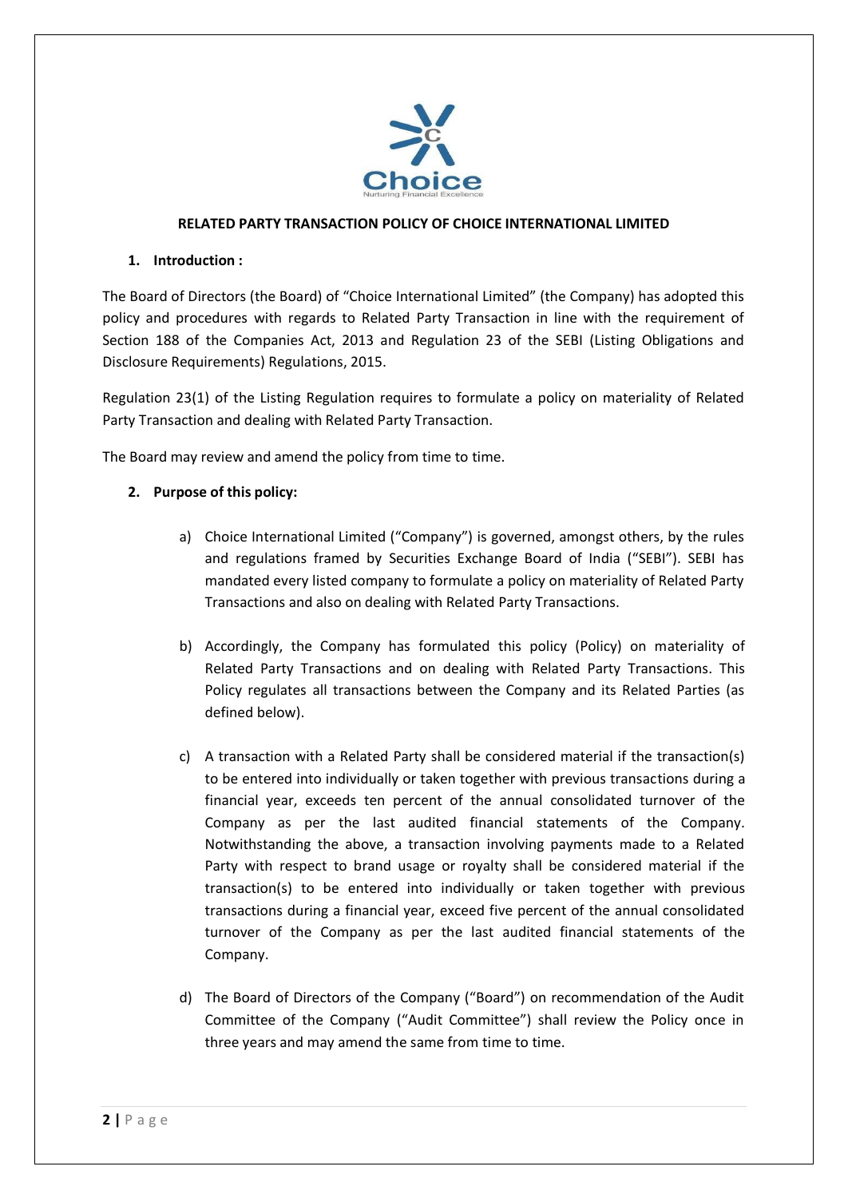**RELATED PARTY TRANSACTION POLICY OF CHOICE INTERNATIONAL LIMITED**

## 1. Introduction :

The Board of Directors (the Board) of "Choice International Limited" (the Company) has adopted this policy and procedures with regards to Related Party Transaction in line with the requirement of Section 188 of the Companies Act, 2013 and Regulation 23 of the SEBI (Listing Obligations and Disclosure Requirements) Regulations, 2015.

Regulation 23(1) of the Listing Regulation requires to formulate a policy on materiality of Related Party Transaction and dealing with Related Party Transaction.

The Board may review and amend the policy from time to time.

## 2. Purpose of this policy:

a) Choice International Limited ("Company") is governed, amongst others, by the rules and regulations framed by Securities Exchange Board of India ("SEBI"). SEBI has mandated every listed company to formulate a policy on materiality of Related Party Transactions and also on dealing with Related Party Transactions.

b) Accordingly, the Company has formulated this policy (Policy) on materiality of Related Party Transactions and on dealing with Related Party Transactions. This Policy regulates all transactions between the Company and its Related Parties (as defined below).

c) A transaction with a Related Party shall be considered material if the transaction(s) to be entered into individually or taken together with previous transactions during a financial year, exceeds ten percent of the annual consolidated turnover of the Company as per the last audited financial statements of the Company. Notwithstanding the above, a transaction involving payments made to a Related Party with respect to brand usage or royalty shall be considered material if the transaction(s) to be entered into individually or taken together with previous transactions during a financial year, exceed five percent of the annual consolidated turnover of the Company as per the last audited financial statements of the Company.

d) The Board of Directors of the Company ("Board") on recommendation of the Audit Committee of the Company ("Audit Committee") shall review the Policy once in three years and may amend the same from time to time.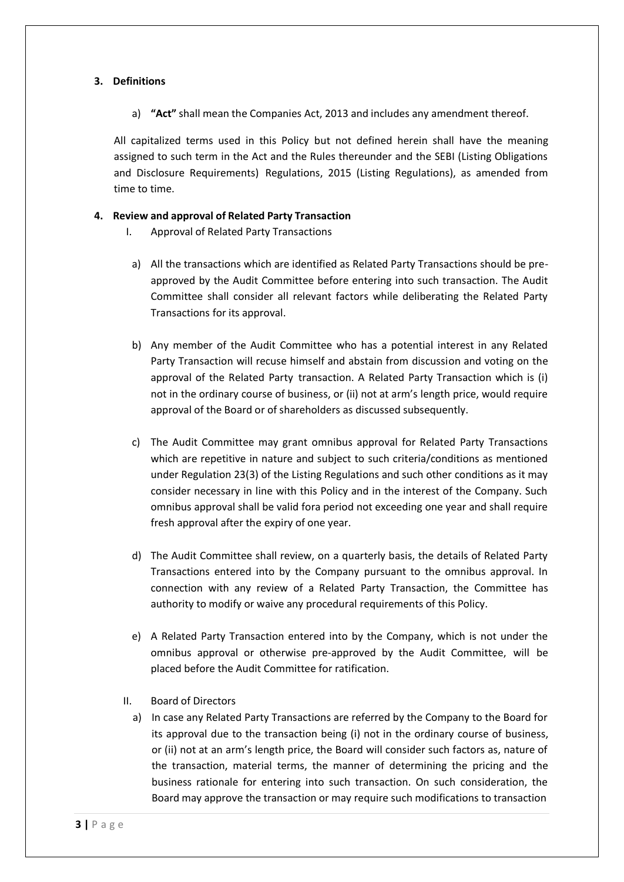### 3. Definitions

a) **"Act"** shall mean the Companies Act, 2013 and includes any amendment thereof.

All capitalized terms used in this Policy but not defined herein shall have the meaning assigned to such term in the Act and the Rules thereunder and the SEBI (Listing Obligations and Disclosure Requirements) Regulations, 2015 (Listing Regulations), as amended from time to time.

### 4. Review and approval of Related Party Transaction

I. Approval of Related Party Transactions

a) All the transactions which are identified as Related Party Transactions should be pre-approved by the Audit Committee before entering into such transaction. The Audit Committee shall consider all relevant factors while deliberating the Related Party Transactions for its approval.

b) Any member of the Audit Committee who has a potential interest in any Related Party Transaction will recuse himself and abstain from discussion and voting on the approval of the Related Party transaction. A Related Party Transaction which is (i) not in the ordinary course of business, or (ii) not at arm's length price, would require approval of the Board or of shareholders as discussed subsequently.

c) The Audit Committee may grant omnibus approval for Related Party Transactions which are repetitive in nature and subject to such criteria/conditions as mentioned under Regulation 23(3) of the Listing Regulations and such other conditions as it may consider necessary in line with this Policy and in the interest of the Company. Such omnibus approval shall be valid fora period not exceeding one year and shall require fresh approval after the expiry of one year.

d) The Audit Committee shall review, on a quarterly basis, the details of Related Party Transactions entered into by the Company pursuant to the omnibus approval. In connection with any review of a Related Party Transaction, the Committee has authority to modify or waive any procedural requirements of this Policy.

e) A Related Party Transaction entered into by the Company, which is not under the omnibus approval or otherwise pre-approved by the Audit Committee, will be placed before the Audit Committee for ratification.

II. Board of Directors

a) In case any Related Party Transactions are referred by the Company to the Board for its approval due to the transaction being (i) not in the ordinary course of business, or (ii) not at an arm's length price, the Board will consider such factors as, nature of the transaction, material terms, the manner of determining the pricing and the business rationale for entering into such transaction. On such consideration, the Board may approve the transaction or may require such modifications to transaction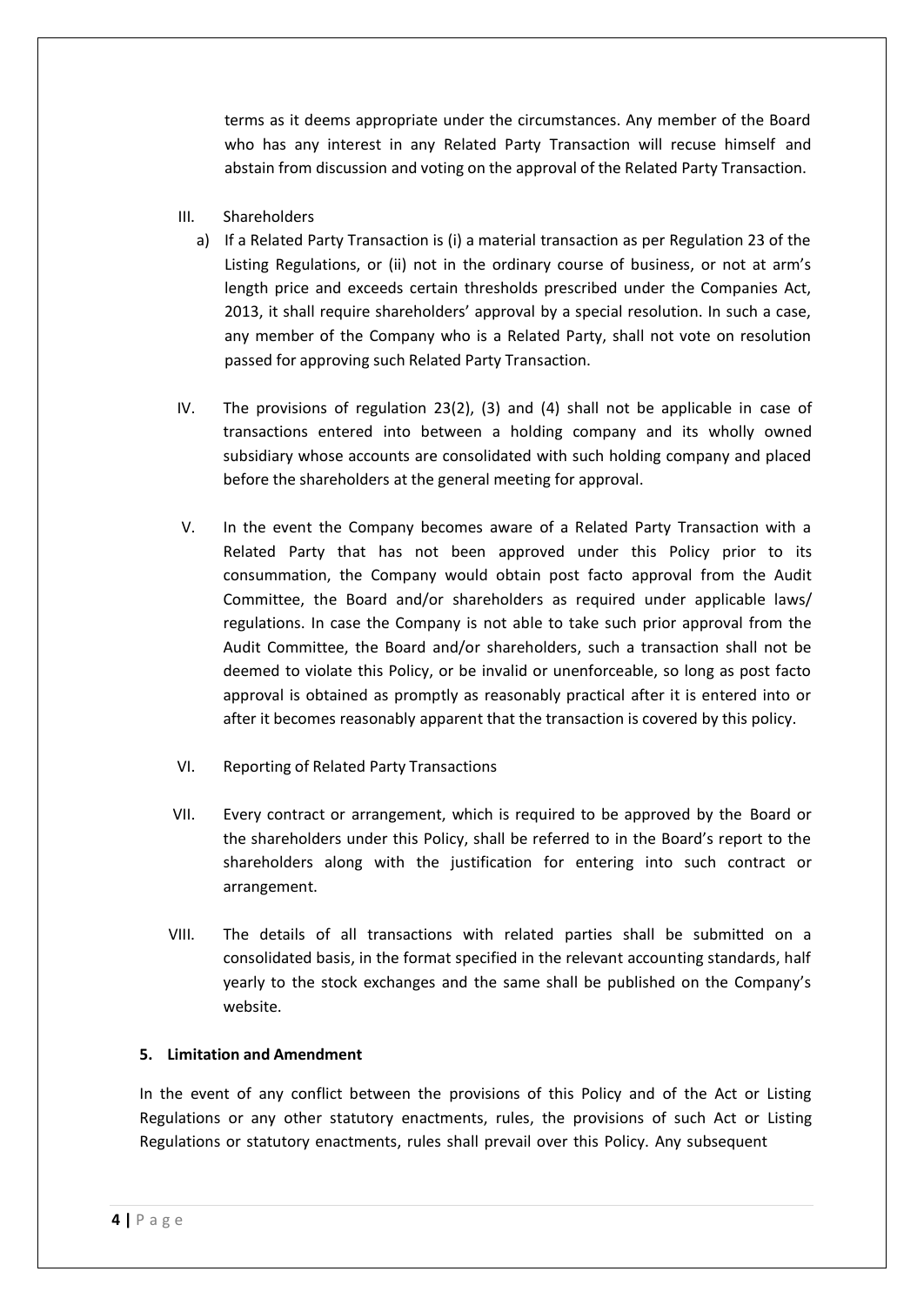terms as it deems appropriate under the circumstances. Any member of the Board who has any interest in any Related Party Transaction will recuse himself and abstain from discussion and voting on the approval of the Related Party Transaction.

III. Shareholders

a) If a Related Party Transaction is (i) a material transaction as per Regulation 23 of the Listing Regulations, or (ii) not in the ordinary course of business, or not at arm's length price and exceeds certain thresholds prescribed under the Companies Act, 2013, it shall require shareholders' approval by a special resolution. In such a case, any member of the Company who is a Related Party, shall not vote on resolution passed for approving such Related Party Transaction.

IV. The provisions of regulation 23(2), (3) and (4) shall not be applicable in case of transactions entered into between a holding company and its wholly owned subsidiary whose accounts are consolidated with such holding company and placed before the shareholders at the general meeting for approval.

V. In the event the Company becomes aware of a Related Party Transaction with a Related Party that has not been approved under this Policy prior to its consummation, the Company would obtain post facto approval from the Audit Committee, the Board and/or shareholders as required under applicable laws/ regulations. In case the Company is not able to take such prior approval from the Audit Committee, the Board and/or shareholders, such a transaction shall not be deemed to violate this Policy, or be invalid or unenforceable, so long as post facto approval is obtained as promptly as reasonably practical after it is entered into or after it becomes reasonably apparent that the transaction is covered by this policy.

VI. Reporting of Related Party Transactions

VII. Every contract or arrangement, which is required to be approved by the Board or the shareholders under this Policy, shall be referred to in the Board's report to the shareholders along with the justification for entering into such contract or arrangement.

VIII. The details of all transactions with related parties shall be submitted on a consolidated basis, in the format specified in the relevant accounting standards, half yearly to the stock exchanges and the same shall be published on the Company's website.

**5. Limitation and Amendment**

In the event of any conflict between the provisions of this Policy and of the Act or Listing Regulations or any other statutory enactments, rules, the provisions of such Act or Listing Regulations or statutory enactments, rules shall prevail over this Policy. Any subsequent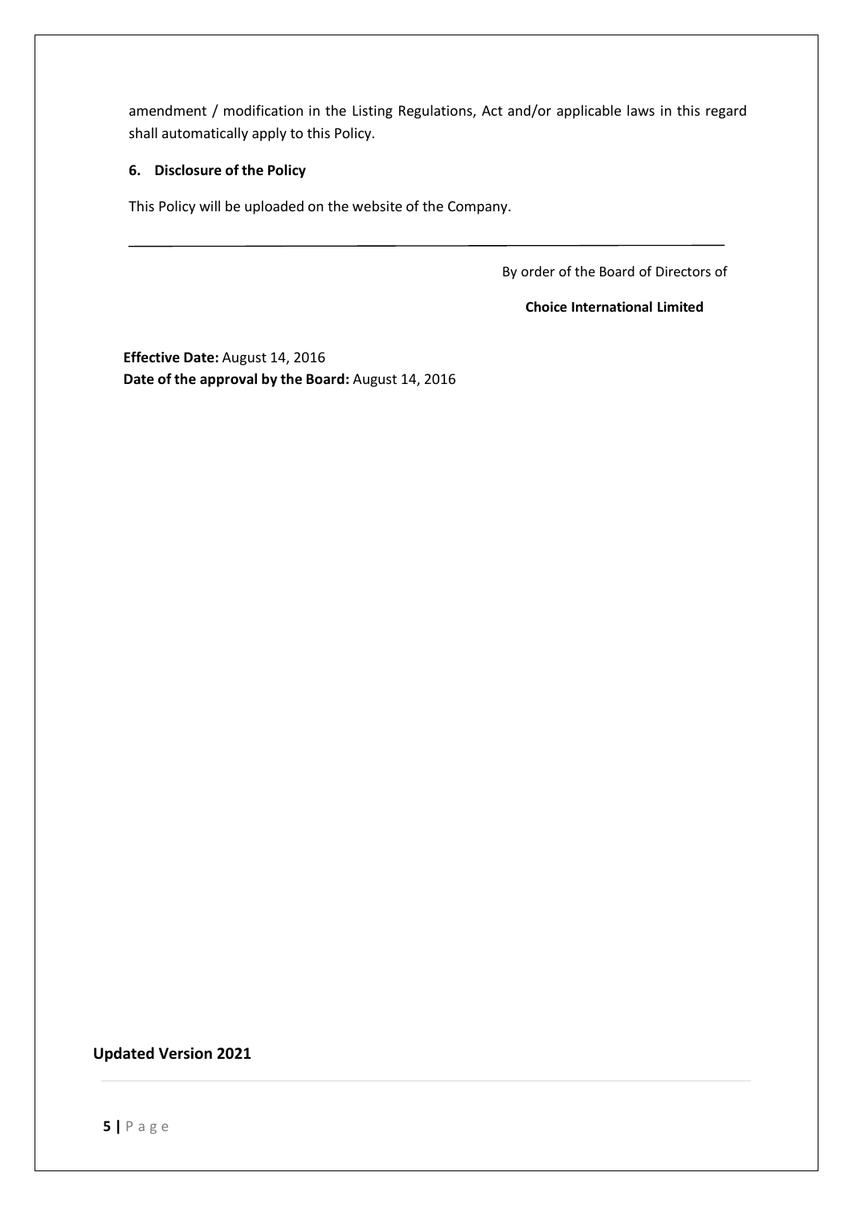amendment / modification in the Listing Regulations, Act and/or applicable laws in this regard shall automatically apply to this Policy.

**6. Disclosure of the Policy**

This Policy will be uploaded on the website of the Company.

---

By order of the Board of Directors of

**Choice International Limited**

**Effective Date:** August 14, 2016
**Date of the approval by the Board:** August 14, 2016

**Updated Version 2021**